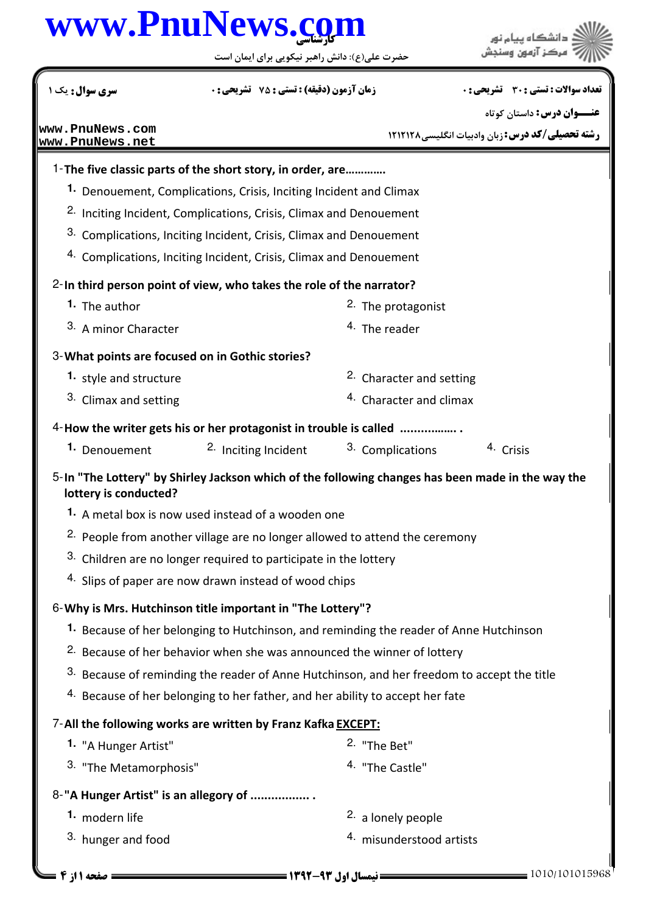www.PnuNews.com

کارشناسی

حضرت علی(ع): دانش راهبر نیکویی برای ایمان است

دانشگاه پیام نور
مرکز آزمون وسنجش

| سری سوال: یک ۱ | زمان آزمون (دقیقه) : تستی : ۷۵ تشریحی : ۰ | تعداد سوالات : تستی : ۳۰ تشریحی : ۰ |
|---|---|---|

**عنـــوان درس:** داستان کوتاه

**رشته تحصیلی/کد درس:** زبان وادبیات انگلیسی ۱۲۱۲۱۲۸

www.PnuNews.com
www.PnuNews.net

1-**The five classic parts of the short story, in order, are............**

1. Denouement, Complications, Crisis, Inciting Incident and Climax
2. Inciting Incident, Complications, Crisis, Climax and Denouement
3. Complications, Inciting Incident, Crisis, Climax and Denouement
4. Complications, Inciting Incident, Crisis, Climax and Denouement

2-**In third person point of view, who takes the role of the narrator?**

1. The author
2. The protagonist
3. A minor Character
4. The reader

3-**What points are focused on in Gothic stories?**

1. style and structure
2. Character and setting
3. Climax and setting
4. Character and climax

4-**How the writer gets his or her protagonist in trouble is called ................. .**

1. Denouement
2. Inciting Incident
3. Complications
4. Crisis

5-**In "The Lottery" by Shirley Jackson which of the following changes has been made in the way the lottery is conducted?**

1. A metal box is now used instead of a wooden one
2. People from another village are no longer allowed to attend the ceremony
3. Children are no longer required to participate in the lottery
4. Slips of paper are now drawn instead of wood chips

6-**Why is Mrs. Hutchinson title important in "The Lottery"?**

1. Because of her belonging to Hutchinson, and reminding the reader of Anne Hutchinson
2. Because of her behavior when she was announced the winner of lottery
3. Because of reminding the reader of Anne Hutchinson, and her freedom to accept the title
4. Because of her belonging to her father, and her ability to accept her fate

7-**All the following works are written by Franz Kafka EXCEPT:**

1. "A Hunger Artist"
2. "The Bet"
3. "The Metamorphosis"
4. "The Castle"

8-**"A Hunger Artist" is an allegory of ................. .**

1. modern life
2. a lonely people
3. hunger and food
4. misunderstood artists

نیمسال اول ۹۳-۱۳۹۲

1010/101015968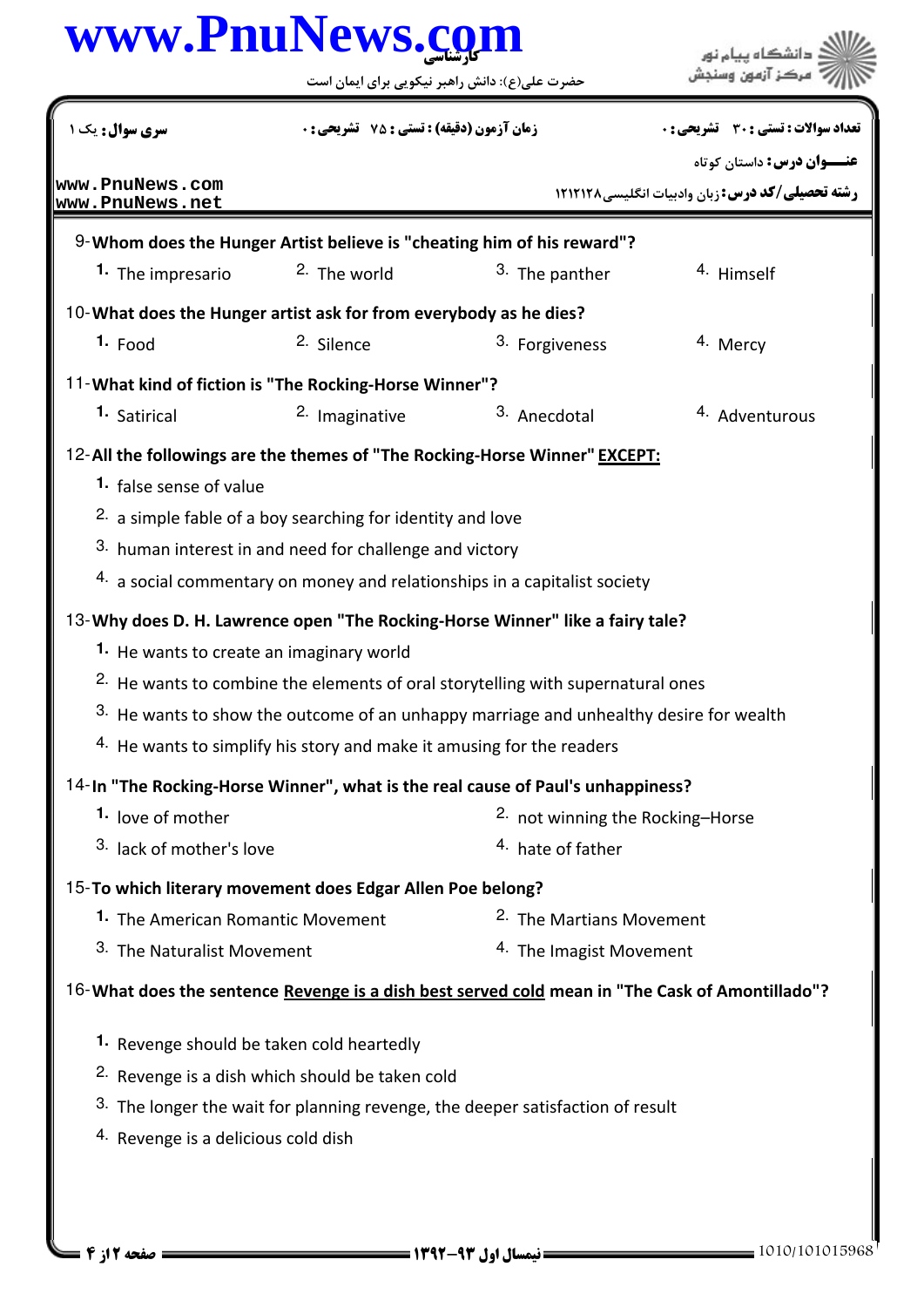9- **Whom does the Hunger Artist believe is "cheating him of his reward"?**

1. The impresario
2. The world
3. The panther
4. Himself

10- **What does the Hunger artist ask for from everybody as he dies?**

1. Food
2. Silence
3. Forgiveness
4. Mercy

11- **What kind of fiction is "The Rocking-Horse Winner"?**

1. Satirical
2. Imaginative
3. Anecdotal
4. Adventurous

12- **All the followings are the themes of "The Rocking-Horse Winner" <u>EXCEPT:</u>**

1. false sense of value
2. a simple fable of a boy searching for identity and love
3. human interest in and need for challenge and victory
4. a social commentary on money and relationships in a capitalist society

13- **Why does D. H. Lawrence open "The Rocking-Horse Winner" like a fairy tale?**

1. He wants to create an imaginary world
2. He wants to combine the elements of oral storytelling with supernatural ones
3. He wants to show the outcome of an unhappy marriage and unhealthy desire for wealth
4. He wants to simplify his story and make it amusing for the readers

14- **In "The Rocking-Horse Winner", what is the real cause of Paul's unhappiness?**

1. love of mother
2. not winning the Rocking–Horse
3. lack of mother's love
4. hate of father

15- **To which literary movement does Edgar Allen Poe belong?**

1. The American Romantic Movement
2. The Martians Movement
3. The Naturalist Movement
4. The Imagist Movement

16- **What does the sentence <u>Revenge is a dish best served cold</u> mean in "The Cask of Amontillado"?**

1. Revenge should be taken cold heartedly
2. Revenge is a dish which should be taken cold
3. The longer the wait for planning revenge, the deeper satisfaction of result
4. Revenge is a delicious cold dish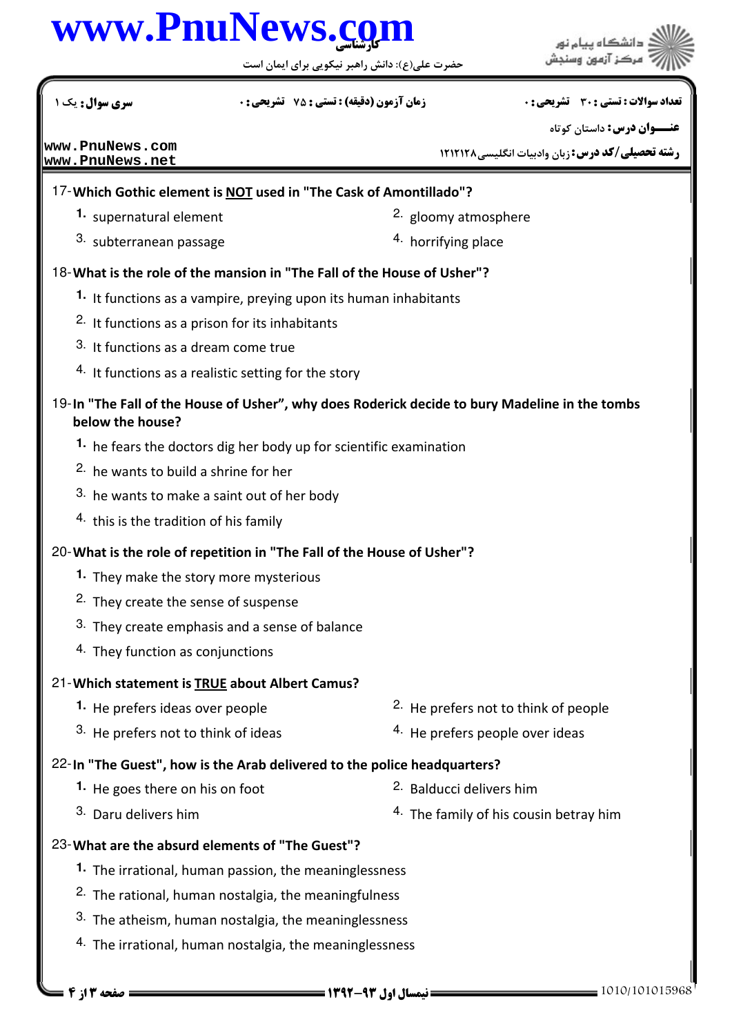17- **Which Gothic element is NOT used in "The Cask of Amontillado"?**

1. supernatural element
2. gloomy atmosphere
3. subterranean passage
4. horrifying place

18- **What is the role of the mansion in "The Fall of the House of Usher"?**

1. It functions as a vampire, preying upon its human inhabitants
2. It functions as a prison for its inhabitants
3. It functions as a dream come true
4. It functions as a realistic setting for the story

19- **In "The Fall of the House of Usher", why does Roderick decide to bury Madeline in the tombs below the house?**

1. he fears the doctors dig her body up for scientific examination
2. he wants to build a shrine for her
3. he wants to make a saint out of her body
4. this is the tradition of his family

20- **What is the role of repetition in "The Fall of the House of Usher"?**

1. They make the story more mysterious
2. They create the sense of suspense
3. They create emphasis and a sense of balance
4. They function as conjunctions

21- **Which statement is TRUE about Albert Camus?**

1. He prefers ideas over people
2. He prefers not to think of people
3. He prefers not to think of ideas
4. He prefers people over ideas

22- **In "The Guest", how is the Arab delivered to the police headquarters?**

1. He goes there on his foot
2. Balducci delivers him
3. Daru delivers him
4. The family of his cousin betray him

23- **What are the absurd elements of "The Guest"?**

1. The irrational, human passion, the meaninglessness
2. The rational, human nostalgia, the meaningfulness
3. The atheism, human nostalgia, the meaninglessness
4. The irrational, human nostalgia, the meaninglessness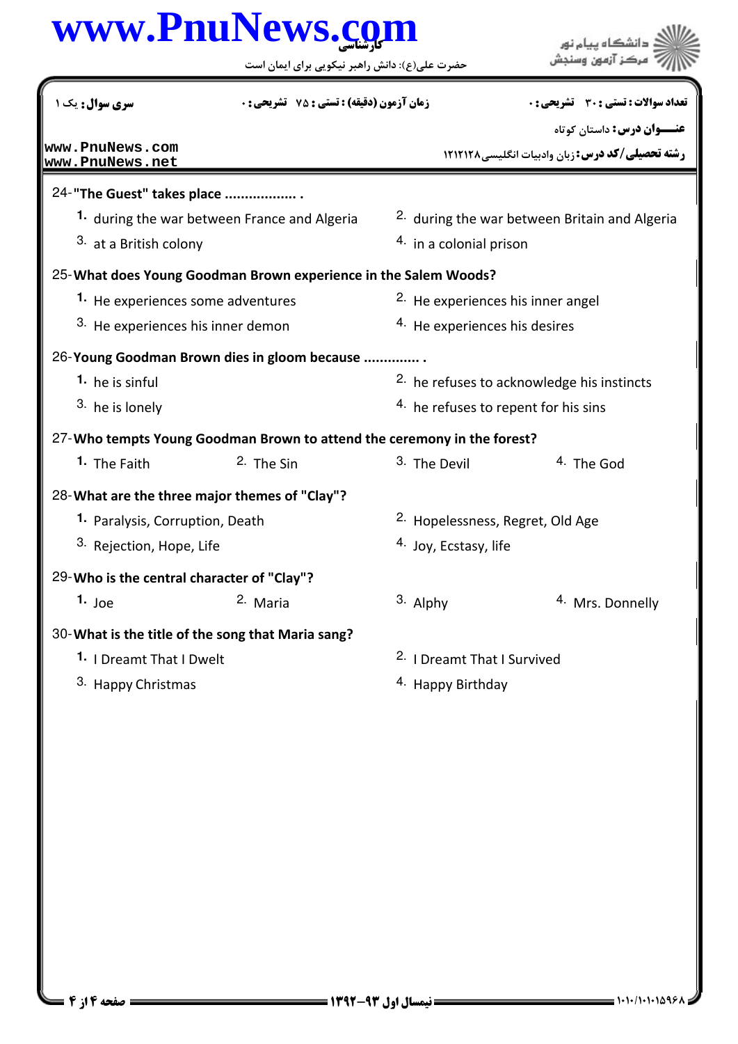24-"The Guest" takes place .................. .

1. during the war between France and Algeria
2. during the war between Britain and Algeria
3. at a British colony
4. in a colonial prison

25-**What does Young Goodman Brown experience in the Salem Woods?**

1. He experiences some adventures
2. He experiences his inner angel
3. He experiences his inner demon
4. He experiences his desires

26-**Young Goodman Brown dies in gloom because .............. .**

1. he is sinful
2. he refuses to acknowledge his instincts
3. he is lonely
4. he refuses to repent for his sins

27-**Who tempts Young Goodman Brown to attend the ceremony in the forest?**

1. The Faith
2. The Sin
3. The Devil
4. The God

28-**What are the three major themes of "Clay"?**

1. Paralysis, Corruption, Death
2. Hopelessness, Regret, Old Age
3. Rejection, Hope, Life
4. Joy, Ecstasy, life

29-**Who is the central character of "Clay"?**

1. Joe
2. Maria
3. Alphy
4. Mrs. Donnelly

30-**What is the title of the song that Maria sang?**

1. I Dreamt That I Dwelt
2. I Dreamt That I Survived
3. Happy Christmas
4. Happy Birthday